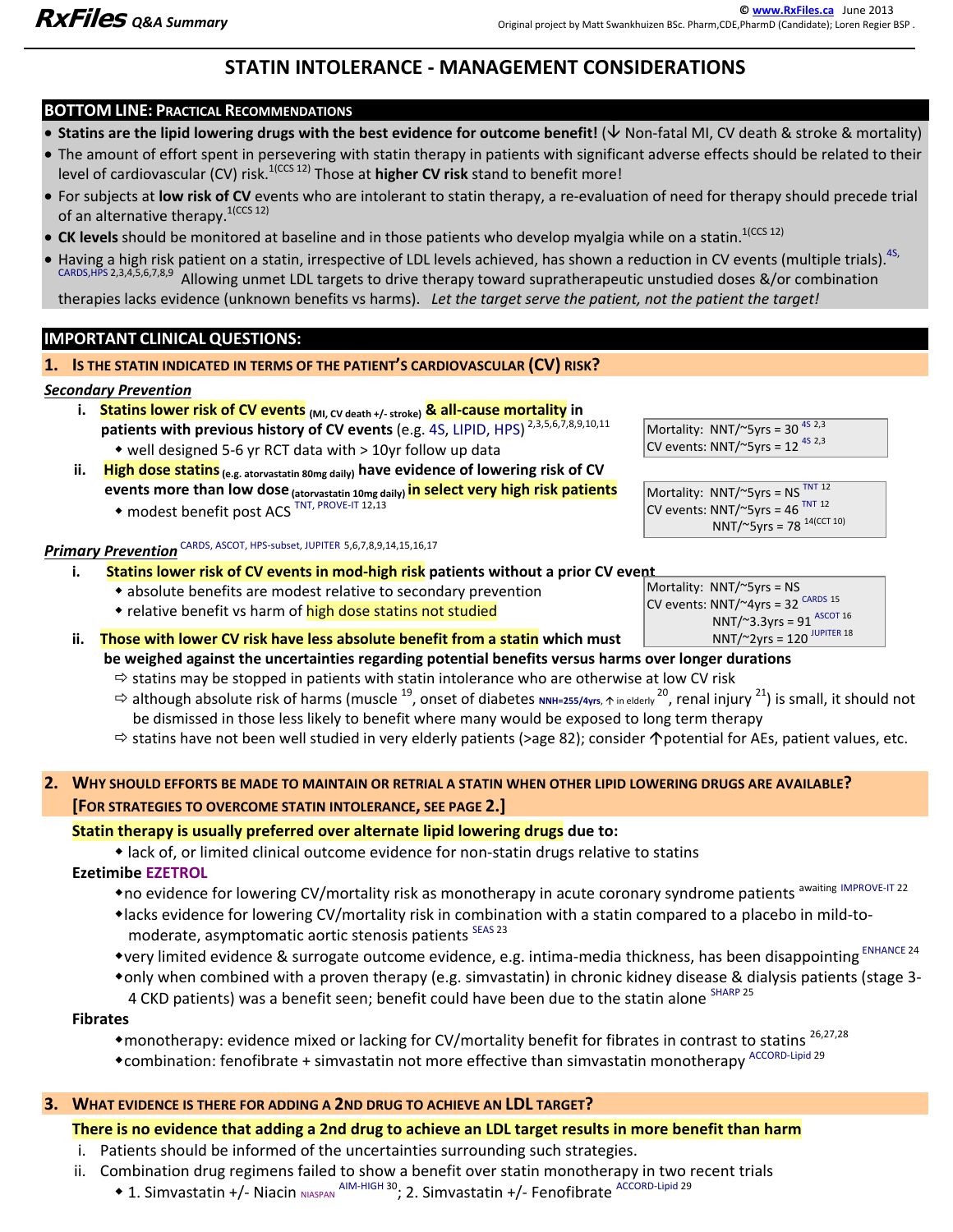**RxFiles** Q&A Summary

© www.RxFiles.ca June 2013
Original project by Matt Swankhuizen BSc. Pharm,CDE,PharmD (Candidate); Loren Regier BSP.

# STATIN INTOLERANCE - MANAGEMENT CONSIDERATIONS

## BOTTOM LINE: PRACTICAL RECOMMENDATIONS

- **Statins are the lipid lowering drugs with the best evidence for outcome benefit!** (↓ Non-fatal MI, CV death & stroke & mortality)
- The amount of effort spent in persevering with statin therapy in patients with significant adverse effects should be related to their level of cardiovascular (CV) risk.[1(CCS 12)] Those at **higher CV risk** stand to benefit more!
- For subjects at **low risk of CV** events who are intolerant to statin therapy, a re-evaluation of need for therapy should precede trial of an alternative therapy.[1(CCS 12)]
- **CK levels** should be monitored at baseline and in those patients who develop myalgia while on a statin.[1(CCS 12)]
- Having a high risk patient on a statin, irrespective of LDL levels achieved, has shown a reduction in CV events (multiple trials).[4S, CARDS,HPS 2,3,4,5,6,7,8,9] Allowing unmet LDL targets to drive therapy toward supratherapeutic unstudied doses &/or combination therapies lacks evidence (unknown benefits vs harms). *Let the target serve the patient, not the patient the target!*

## IMPORTANT CLINICAL QUESTIONS:

### 1. IS THE STATIN INDICATED IN TERMS OF THE PATIENT'S CARDIOVASCULAR (CV) RISK?

***Secondary Prevention***

i. **Statins lower risk of CV events** (MI, CV death +/- stroke) **& all-cause mortality in patients with previous history of CV events** (e.g. 4S, LIPID, HPS)[2,3,5,6,7,8,9,10,11]
   - well designed 5-6 yr RCT data with > 10yr follow up data

| |
|---|
| Mortality: NNT/~5yrs = 30 [4S 2,3] |
| CV events: NNT/~5yrs = 12 [4S 2,3] |

ii. **High dose statins** (e.g. atorvastatin 80mg daily) **have evidence of lowering risk of CV events more than low dose** (atorvastatin 10mg daily) **in select very high risk patients**
   - modest benefit post ACS [TNT, PROVE-IT 12,13]

| |
|---|
| Mortality: NNT/~5yrs = NS [TNT 12] |
| CV events: NNT/~5yrs = 46 [TNT 12] |
| NNT/~5yrs = 78 [14(CCT 10)] |

***Primary Prevention*** [CARDS, ASCOT, HPS-subset, JUPITER 5,6,7,8,9,14,15,16,17]

i. **Statins lower risk of CV events in mod-high risk patients without a prior CV event**
   - absolute benefits are modest relative to secondary prevention
   - relative benefit vs harm of high dose statins not studied

| |
|---|
| Mortality: NNT/~5yrs = NS |
| CV events: NNT/~4yrs = 32 [CARDS 15] |
| NNT/~3.3yrs = 91 [ASCOT 16] |
| NNT/~2yrs = 120 [JUPITER 18] |

ii. **Those with lower CV risk have less absolute benefit from a statin which must be weighed against the uncertainties regarding potential benefits versus harms over longer durations**
   - ⇨ statins may be stopped in patients with statin intolerance who are otherwise at low CV risk
   - ⇨ although absolute risk of harms (muscle [19], onset of diabetes NNH=255/4yrs, ↑ in elderly [20], renal injury [21]) is small, it should not be dismissed in those less likely to benefit where many would be exposed to long term therapy
   - ⇨ statins have not been well studied in very elderly patients (>age 82); consider ↑potential for AEs, patient values, etc.

### 2. WHY SHOULD EFFORTS BE MADE TO MAINTAIN OR RETRIAL A STATIN WHEN OTHER LIPID LOWERING DRUGS ARE AVAILABLE? [FOR STRATEGIES TO OVERCOME STATIN INTOLERANCE, SEE PAGE 2.]

**Statin therapy is usually preferred over alternate lipid lowering drugs due to:**
- lack of, or limited clinical outcome evidence for non-statin drugs relative to statins

**Ezetimibe EZETROL**
- no evidence for lowering CV/mortality risk as monotherapy in acute coronary syndrome patients [awaiting IMPROVE-IT 22]
- lacks evidence for lowering CV/mortality risk in combination with a statin compared to a placebo in mild-to-moderate, asymptomatic aortic stenosis patients [SEAS 23]
- very limited evidence & surrogate outcome evidence, e.g. intima-media thickness, has been disappointing [ENHANCE 24]
- only when combined with a proven therapy (e.g. simvastatin) in chronic kidney disease & dialysis patients (stage 3-4 CKD patients) was a benefit seen; benefit could have been due to the statin alone [SHARP 25]

**Fibrates**
- monotherapy: evidence mixed or lacking for CV/mortality benefit for fibrates in contrast to statins [26,27,28]
- combination: fenofibrate + simvastatin not more effective than simvastatin monotherapy [ACCORD-Lipid 29]

### 3. WHAT EVIDENCE IS THERE FOR ADDING A 2ND DRUG TO ACHIEVE AN LDL TARGET?

**There is no evidence that adding a 2nd drug to achieve an LDL target results in more benefit than harm**

i. Patients should be informed of the uncertainties surrounding such strategies.

ii. Combination drug regimens failed to show a benefit over statin monotherapy in two recent trials
   - 1. Simvastatin +/- Niacin NIASPAN [AIM-HIGH 30]; 2. Simvastatin +/- Fenofibrate [ACCORD-Lipid 29]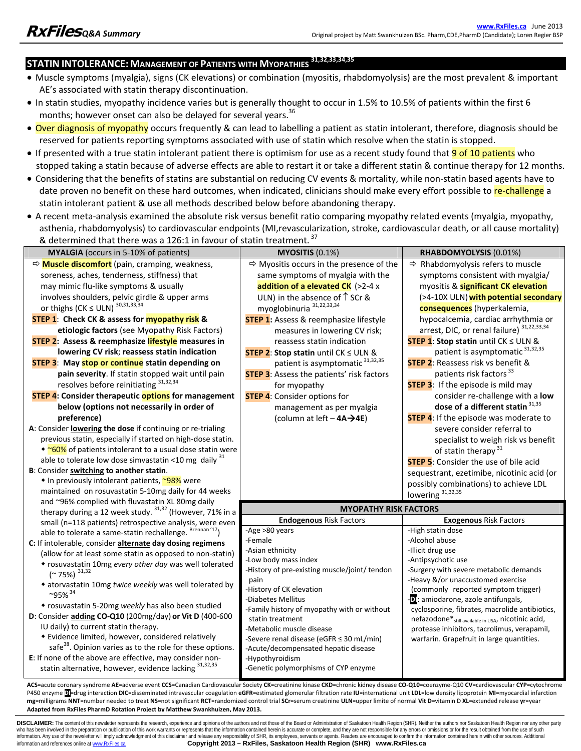## STATIN INTOLERANCE: MANAGEMENT OF PATIENTS WITH MYOPATHIES [31,32,33,34,35]

- Muscle symptoms (myalgia), signs (CK elevations) or combination (myositis, rhabdomyolysis) are the most prevalent & important AE's associated with statin therapy discontinuation.
- In statin studies, myopathy incidence varies but is generally thought to occur in 1.5% to 10.5% of patients within the first 6 months; however onset can also be delayed for several years.[36]
- Over diagnosis of myopathy occurs frequently & can lead to labelling a patient as statin intolerant, therefore, diagnosis should be reserved for patients reporting symptoms associated with use of statin which resolve when the statin is stopped.
- If presented with a true statin intolerant patient there is optimism for use as a recent study found that 9 of 10 patients who stopped taking a statin because of adverse effects are able to restart it or take a different statin & continue therapy for 12 months.
- Considering that the benefits of statins are substantial on reducing CV events & mortality, while non-statin based agents have to date proven no benefit on these hard outcomes, when indicated, clinicians should make every effort possible to re-challenge a statin intolerant patient & use all methods described below before abandoning therapy.
- A recent meta-analysis examined the absolute risk versus benefit ratio comparing myopathy related events (myalgia, myopathy, asthenia, rhabdomyolysis) to cardiovascular endpoints (MI, revascularization, stroke, cardiovascular death, or all cause mortality) & determined that there was a 126:1 in favour of statin treatment.[37]

| **MYALGIA** (occurs in 5-10% of patients) | **MYOSITIS** (0.1%) | **RHABDOMYOLYSIS** (0.01%) |
|---|---|---|
| ⇨ **Muscle discomfort** (pain, cramping, weakness, soreness, aches, tenderness, stiffness) that may mimic flu-like symptoms & usually involves shoulders, pelvic girdle & upper arms or thighs (CK ≤ ULN) [30,31,33,34]<br>**STEP 1**: **Check CK & assess for myopathy risk & etiologic factors** (see Myopathy Risk Factors)<br>**STEP 2**: **Assess & reemphasize lifestyle measures in lowering CV risk**; **reassess statin indication**<br>**STEP 3**: **May stop or continue statin depending on pain severity**. If statin stopped wait until pain resolves before reinitiating [31,32,34]<br>**STEP 4: Consider therapeutic options for management below (options not necessarily in order of preference)**<br>**A**: Consider **lowering** the dose if continuing or re-trialing previous statin, especially if started on high-dose statin.<br>◆ ~60% of patients intolerant to a usual dose statin were able to tolerate low dose simvastatin <10 mg daily [31]<br>**B**: Consider **switching** to another statin.<br>◆ In previously intolerant patients, ~98% were maintained on rosuvastatin 5-10mg daily for 44 weeks and ~96% complied with fluvastatin XL 80mg daily therapy during a 12 week study. [31,32] (However, 71% in a small (n=118 patients) retrospective analysis, were even able to tolerate a same-statin rechallenge. [Brennan '17])<br>**C**: If intolerable, consider **alternate** day dosing regimens (allow for at least some statin as opposed to non-statin)<br>◆ rosuvastatin 10mg *every other day* was well tolerated (~ 75%) [31,32]<br>◆ atorvastatin 10mg *twice weekly* was well tolerated by ~95% [34]<br>◆ rosuvastatin 5-20mg *weekly* has also been studied<br>**D**: Consider **adding CO-Q10** (200mg/day) **or Vit D** (400-600 IU daily) to current statin therapy.<br>◆ Evidence limited, however, considered relatively safe[38]. Opinion varies as to the role for these options.<br>**E**: If none of the above are effective, may consider non-statin alternative, however, evidence lacking [31,32,35] | ⇨ Myositis occurs in the presence of the same symptoms of myalgia with the **addition of a elevated CK** (>2-4 x ULN) in the absence of ↑ SCr & myoglobinuria [31,22,33,34]<br>**STEP 1**: Assess & reemphasize lifestyle measures in lowering CV risk; reassess statin indication<br>**STEP 2**: **Stop statin** until CK ≤ ULN & patient is asymptomatic [31,32,35]<br>**STEP 3**: Assess the patients' risk factors for myopathy<br>**STEP 4**: Consider options for management as per myalgia (column at left – **4A→4E**) | ⇨ Rhabdomyolysis refers to muscle symptoms consistent with myalgia/ myositis & **significant CK elevation** (>4-10X ULN) **with potential secondary consequences** (hyperkalemia, hypocalcemia, cardiac arrhythmia or arrest, DIC, or renal failure) [31,22,33,34]<br>**STEP 1**: **Stop statin** until CK ≤ ULN & patient is asymptomatic [31,32,35]<br>**STEP 2**: Reassess risk vs benefit & patients risk factors [33]<br>**STEP 3**: If the episode is mild may consider re-challenge with a **low dose of a different statin** [31,35]<br>**STEP 4**: If the episode was moderate to severe consider referral to specialist to weigh risk vs benefit of statin therapy [31]<br>**STEP 5**: Consider the use of bile acid sequestrant, ezetimibe, nicotinic acid (or possibly combinations) to achieve LDL lowering [31,32,35] |

**MYOPATHY RISK FACTORS**

| **Endogenous** Risk Factors | **Exogenous** Risk Factors |
|---|---|
| -Age >80 years<br>-Female<br>-Asian ethnicity<br>-Low body mass index<br>-History of pre-existing muscle/joint/ tendon pain<br>-History of CK elevation<br>-Diabetes Mellitus<br>-Family history of myopathy with or without statin treatment<br>-Metabolic muscle disease<br>-Severe renal disease (eGFR ≤ 30 mL/min)<br>-Acute/decompensated hepatic disease<br>-Hypothyroidism<br>-Genetic polymorphisms of CYP enzyme | -High statin dose<br>-Alcohol abuse<br>-Illicit drug use<br>-Antipsychotic use<br>-Surgery with severe metabolic demands<br>-Heavy &/or unaccustomed exercise (commonly reported symptom trigger)<br>-DI: amiodarone, azole antifungals, cyclosporine, fibrates, macrolide antibiotics, nefazodone* still available in USA, nicotinic acid, protease inhibitors, tacrolimus, verapamil, warfarin. Grapefruit in large quantities. |

**ACS**=acute coronary syndrome **AE**=adverse event **CCS**=Canadian Cardiovascular Society **CK**=creatinine kinase **CKD**=chronic kidney disease **CO-Q10**=coenzyme-Q10 **CV**=cardiovascular **CYP**=cytochrome P450 enzyme **DI**=drug interaction **DIC**=disseminated intravascular coagulation **eGFR**=estimated glomerular filtration rate **IU**=international unit **LDL**=low density lipoprotein **MI**=myocardial infarction **mg**=milligrams **NNT**=number needed to treat **NS**=not significant **RCT**=randomized control trial **SCr**=serum creatinine **ULN**=upper limite of normal **Vit D**=vitamin D **XL**=extended release **yr**=year

**Adapted from RxFiles PharmD Rotation Project by Matthew Swankhuizen, May 2013.**

**DISCLAIMER:** The content of this newsletter represents the research, experience and opinions of the authors and not those of the Board or Administration of Saskatoon Health Region (SHR). Neither the authors nor Saskatoon Health Region nor any other party who has been involved in the preparation or publication of this work warrants or represents that the information contained herein is accurate or complete, and they are not responsible for any errors or omissions or for the result obtained from the use of such information. Any use of the newsletter will imply acknowledgment of this disclaimer and release any responsibility of SHR, its employees, servants or agents. Readers are encouraged to confirm the information contained herein with other sources. Additional information and references online at www.RxFiles.ca

**Copyright 2013 – RxFiles, Saskatoon Health Region (SHR) www.RxFiles.ca**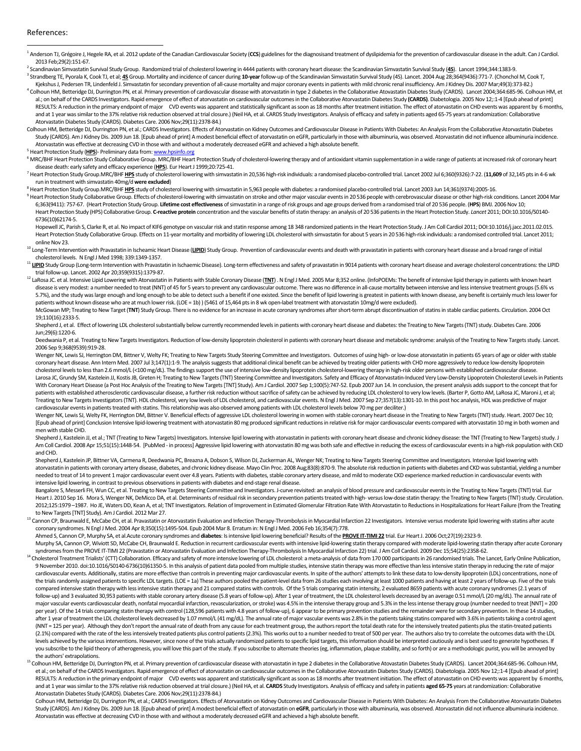References:

[1] Anderson TJ, Grégoire J, Hegele RA, et al. 2012 update of the Canadian Cardiovascular Society (**CCS**) guidelines for the diagnosisand treatment of dyslipidemia for the prevention of cardiovascular disease in the adult. Can J Cardiol. 2013 Feb;29(2):151-67.

[2] Scandinavian Simvastatin Survival Study Group. Randomized trial of cholesterol lowering in 4444 patients with coronary heart disease: the Scandinavian Simvastatin Survival Study (**4S**). Lancet 1994;344:1383-9.

[3] Strandberg TE, Pyorala K, Cook TJ, et al; **4S** Group. Mortality and incidence of cancer during **10-year** follow-up of the Scandinavian Simvastatin Survival Study (4S). Lancet. 2004 Aug 28;364(9436):771-7. (Chonchol M, Cook T, Kjekshus J, Pedersen TR, Lindenfeld J. Simvastatin for secondary prevention of all-cause mortality and major coronary events in patients with mild chronic renal insufficiency. Am J Kidney Dis. 2007 Mar;49(3):373-82.)

[4] Colhoun HM, Betteridge DJ, Durrington PN, et al. Primary prevention of cardiovascular disease with atorvastatin in type 2 diabetes in the Collaborative Atovastatin Diabetes Study (CARDS). Lancet 2004;364:685-96. Colhoun HM, et al.; on behalf of the CARDS Investigators. Rapid emergence of effect of atorvastatin on cardiovascular outcomes in the Collaborative Atorvastatin Diabetes Study **(CARDS)**. Diabetologia. 2005 Nov 12;:1-4 [Epub ahead of print] RESULTS: A reduction in the primary endpoint of major CVD events was apparent and statistically significant as soon as 18 months after treatment initiation. The effect of atorvastatin on CHD events was apparent by 6 months, and at 1 year was similar to the 37% relative risk reduction observed at trial closure.) (Neil HA, et al. CARDS Study Investigators. Analysis of efficacy and safety in patients aged 65-75 years at randomization: Collaborative Atorvastatin Diabetes Study (CARDS). Diabetes Care. 2006 Nov;29(11):2378-84.)

Colhoun HM, Betteridge DJ, Durrington PN, et al.; CARDS Investigators. Effects of Atorvastatin on Kidney Outcomes and Cardiovascular Disease in Patients With Diabetes: An Analysis From the Collaborative Atorvastatin Diabetes Study (CARDS). Am J Kidney Dis. 2009 Jun 18. [Epub ahead of print] A modest beneficial effect of atorvastatin on eGFR, particularly in those with albuminuria, was observed. Atorvastatin did not influence albuminuria incidence. Atorvastatin was effective at decreasing CVD in those with and without a moderately decreased eGFR and achieved a high absolute benefit.

[5] Heart Protection Study (**HPS**)- Preliminary data from: www.hpsinfo.org

[6] MRC/BHF Heart Protection Study Collaborative Group. MRC/BHF Heart Protection Study of cholesterol-lowering therapy and of antioxidant vitamin supplementation in a wide range of patients at increased risk of coronary heart disease death: early safety and efficacy experience (**HPS**). Eur Heart J 1999;20:725-41.

[7] Heart Protection Study Group.MRC/BHF **HPS** study of cholesterol lowering with simvastatin in 20,536 high-risk individuals: a randomised placebo-controlled trial. Lancet 2002 Jul 6;360(9326):7-22. (**11,609** of 32,145 pts in 4-6 wk run in treatment with simvastatin 40mg/d **were excluded**)

[8] Heart Protection Study Group.MRC/BHF **HPS** study of cholesterol lowering with simvastatin in 5,963 people with diabetes: a randomised placebo-controlled trial. Lancet 2003 Jun 14;361(9374):2005-16.

[9] Heart Protection Study Collaborative Group. Effects of cholesterol-lowering with simvastatin on stroke and other major vascular events in 20 536 people with cerebrovascular disease or other high-risk conditions. Lancet 2004 Mar 6;363(9411): 757-67. (Heart Protection Study Group. **Lifetime cost effectiveness** of simvastatin in a range of risk groups and age groups derived from a randomised trial of 20 536 people. (**HPS**) BMJ. 2006 Nov 10; Heart Protection Study (HPS) Collaborative Group. **C-reactive protein** concentration and the vascular benefits of statin therapy: an analysis of 20 536 patients in the Heart Protection Study. *Lancet* 2011; DOI:10.1016/S0140-6736(10)62174-5.

Hopewell JC, Parish S, Clarke R, et al. No impact of KIF6 genotype on vascular risk and statin response among 18 348 randomized patients in the Heart Protection Study. J Am Coll Cardiol 2011; DOI:10.1016/j.jacc.2011.02.015. Heart Protection Study Collaborative Group. Effects on 11-year mortality and morbidity of lowering LDL cholesterol with simvastatin for about 5 years in 20 536 high-risk individuals: a randomised controlled trial. Lancet 2011; online Nov 23.

[10] Long-Term Intervention with Pravastatin in Ischeamic Heart Disease (**LIPID**) Study Group. Prevention of cardiovascular events and death with pravastatin in patients with coronary heart disease and a broad range of initial cholesterol levels. N Engl J Med 1998; 339:1349-1357.

[11] **LIPID** Study Group (Long-term Intervention with Pravastatin in Ischaemic Disease). Long-term effectiveness and safety of pravastatin in 9014 patients with coronary heart disease and average cholesterol concentrations: the LIPID trial follow-up. Lancet. 2002 Apr 20;359(9315):1379-87.

[12] LaRosa JC. et al. Intensive Lipid Lowering with Atorvastatin in Patients with Stable Coronary Disease (**TNT**) . N Engl J Med. 2005 Mar 8;352 online. (InfoPOEMs: The benefit of intensive lipid therapy in patients with known heart disease is very modest: a number needed to treat (NNT) of 45 for 5 years to prevent any cardiovascular outcome. There was no difference in all-cause mortality between intensive and less intensive treatment groups (5.6% vs 5.7%), and the study was large enough and long enough to be able to detect such a benefit if one existed. Since the benefit of lipid lowering is greatest in patients with known disease, any benefit is certainly much less lower for patients without known disease who are at much lower risk. (LOE = 1b) ) (5461 of 15,464 pts in 8 wk open-label treatment with atorvastatin 10mg/d were excluded).

McGowan MP; Treating to New Target (**TNT**) Study Group. There is no evidence for an increase in acute coronary syndromes after short-term abrupt discontinuation of statins in stable cardiac patients. Circulation. 2004 Oct 19;110(16):2333-5.

Shepherd J, et al. Effect of lowering LDL cholesterol substantially below currently recommended levels in patients with coronary heart disease and diabetes: the Treating to New Targets (TNT) study. Diabetes Care. 2006 Jun;29(6):1220-6.

Deedwania P, et al. Treating to New Targets Investigators. Reduction of low-density lipoprotein cholesterol in patients with coronary heart disease and metabolic syndrome: analysis of the Treating to New Targets study. Lancet. 2006 Sep 9;368(9539):919-28.

Wenger NK, Lewis SJ, Herrington DM, Bittner V, Welty FK; Treating to New Targets Study Steering Committee and Investigators. Outcomes of using high- or low-dose atorvastatin in patients 65 years of age or older with stable coronary heart disease. Ann Intern Med. 2007 Jul 3;147(1):1-9. The analysis suggests that additional clinical benefit can be achieved by treating older patients with CHD more aggressively to reduce low-density lipoprotein cholesterol levels to less than 2.6 mmol/L (<100 mg/dL). The findings support the use of intensive low-density lipoprotein cholesterol-lowering therapy in high-risk older persons with established cardiovascular disease. Larosa JC, Grundy SM, Kastelein JJ, Kostis JB, Greten H; Treating to New Targets (TNT) Steering Committee and Investigators. Safety and Efficacy of Atorvastatin-Induced Very Low-Density Lipoprotein Cholesterol Levels in Patients With Coronary Heart Disease (a Post Hoc Analysis of the Treating to New Targets [TNT] Study). Am J Cardiol. 2007 Sep 1;100(5):747-52. Epub 2007 Jun 14. In conclusion, the present analysis adds support to the concept that for patients with established atherosclerotic cardiovascular disease, a further risk reduction without sacrifice of safety can be achieved by reducing LDL cholesterol to very low levels. (Barter P, Gotto AM, LaRosa JC, Maroni J, et al; Treating to New Targets Investigators (TNT). HDL cholesterol, very low levels of LDL cholesterol, and cardiovascular events. N Engl J Med. 2007 Sep 27;357(13):1301-10. In this post hoc analysis, HDL was predictive of major cardiovascular events in patients treated with statins. This relationship was also observed among patients with LDL cholesterol levels below 70 mg per deciliter.)

Wenger NK, Lewis SJ, Welty FK, Herrington DM, Bittner V. Beneficial effects of aggressive LDL cholesterol lowering in women with stable coronary heart disease in the Treating to New Targets (TNT) study. Heart. 2007 Dec 10; [Epub ahead of print] Conclusion Intensive lipid-lowering treatment with atorvastatin 80 mg produced significant reductions in relative risk for major cardiovascular events compared with atorvastatin 10 mg in both women and men with stable CHD.

Shepherd J, Kastelein JJ, et al.; TNT (Treating to New Targets) Investigators. Intensive lipid lowering with atorvastatin in patients with coronary heart disease and chronic kidney disease: the TNT (Treating to New Targets) study. J Am Coll Cardiol. 2008 Apr 15;51(15):1448-54. [PubMed - in process] Aggressive lipid lowering with atorvastatin 80 mg was both safe and effective in reducing the excess of cardiovascular events in a high-risk population with CKD and CHD.

Shepherd J, Kastelein JP, Bittner VA, Carmena R, Deedwania PC, Breazna A, Dobson S, Wilson DJ, Zuckerman AL, Wenger NK; Treating to New Targets Steering Committee and Investigators. Intensive lipid lowering with atorvastatin in patients with coronary artery disease, diabetes, and chronic kidney disease. Mayo Clin Proc. 2008 Aug;83(8):870-9. The absolute risk reduction in patients with diabetes and CKD was substantial, yielding a number needed to treat of 14 to prevent 1 major cardiovascular event over 4.8 years. Patients with diabetes, stable coronary artery disease, and mild to moderate CKD experience marked reduction in cardiovascular events with intensive lipid lowering, in contrast to previous observations in patients with diabetes and end-stage renal disease.

Bangalore S, Messerli FH, Wun CC, et al. Treating to New Targets Steering Committee and Investigators. J-curve revisited: an analysis of blood pressure and cardiovascular events in the Treating to New Targets (TNT) trial. Eur Heart J. 2010 Sep 16. Mora S, Wenger NK, DeMicco DA, et al. Determinants of residual risk in secondary prevention patients treated with high- versus low-dose statin therapy: the Treating to New Targets (TNT) study. Circulation. 2012;125:1979 –1987. Ho JE, Waters DD, Kean A, et al; TNT Investigators. Relation of Improvement in Estimated Glomerular Filtration Rate With Atorvastatin to Reductions in Hospitalizations for Heart Failure (from the Treating to New Targets [TNT] Study). Am J Cardiol. 2012 Mar 27.

[13] Cannon CP, Braunwald E, McCabe CH, et al. Pravastatin or Atorvastatin Evaluation and Infection Therapy-Thrombolysis in Myocardial Infarction 22 Investigators. Intensive versus moderate lipid lowering with statins after acute coronary syndromes. N Engl J Med. 2004 Apr 8;350(15):1495-504. Epub 2004 Mar 8. Erratum in: N Engl J Med. 2006 Feb 16;354(7):778.

Ahmed S, Cannon CP, Murphy SA, et al.Acute coronary syndromes and **diabetes**: Is intensive lipid lowering beneficial? Results of the **PROVE IT-TIMI 22** trial. Eur Heart J. 2006 Oct;27(19):2323-9.

Murphy SA, Cannon CP, Wiviott SD, McCabe CH, Braunwald E. Reduction in recurrent cardiovascular events with intensive lipid-lowering statin therapy compared with moderate lipid-lowering statin therapy after acute Coronary syndromes from the PROVE IT-TIMI 22 (Pravastatin or Atorvastatin Evaluation and Infection Therapy-Thrombolysis In Myocardial Infarction 22) trial. J Am Coll Cardiol. 2009 Dec 15;54(25):2358-62.

[14] Cholesterol Treatment Trialists' (CTT) Collaboration. Efficacy and safety of more intensive lowering of LDL cholesterol: a meta-analysis of data from 170 000 participants in 26 randomised trials. The Lancet, Early Online Publication, 9 November 2010. doi:10.1016/S0140-6736(10)61350-5. In this analysis of patient data pooled from multiple studies, intensive statin therapy was more effective than less intensive statin therapy in reducing the rate of major cardiovascular events. Additionally, statins are more effective than controls in preventing major cardiovascular events. In spite of the authors' attempts to link these data to low-density lipoprotein (LDL) concentrations, none of the trials randomly assigned patients to specific LDL targets. (LOE = 1a) These authors pooled the patient-level data from 26 studies each involving at least 1000 patients and having at least 2 years of follow-up. Five of the trials compared intensive statin therapy with less intensive statin therapy and 21 compared statins with controls. Of the 5 trials comparing statin intensity, 2 evaluated 8659 patients with acute coronary syndromes (2.1 years of follow-up) and 3 evaluated 30,953 patients with stable coronary artery disease (5.8 years of follow-up). After 1 year of treatment, the LDL cholesterol levels decreased by an average 0.51 mmol/L (20 mg/dL). The annual rate of major vascular events cardiovascular death, nonfatal myocardial infarction, revascularization, or stroke) was 4.5% in the intensive therapy group and 5.3% in the less intense therapy group (number needed to treat [NNT] = 200 per year). Of the 14 trials comparing statin therapy with control (128,596 patients with 4.8 years of follow-up), 6 appear to be primary prevention studies and the remainder were for secondary prevention. In these 14 studies, after 1 year of treatment the LDL cholesterol levels decreased by 1.07 mmol/L (41 mg/dL). The annual rate of major vascular events was 2.8% in the patients taking statins compared with 3.6% in patients taking a control agent (NNT = 125 per year). Although they don't report the annual rate of death from any cause for each treatment group, the authors report the total death rate for the intensively treated patients plus the statin-treated patients (2.1%) compared with the rate of the less intensively treated patients plus control patients (2.3%). This works out to a number needed to treat of 500 per year. The authors also try to correlate the outcomes data with the LDL levels achieved by the various interventions. However, since none of the trials actually randomized patients to specific lipid targets, this information should be interpreted cautiously and is best used to generate hypotheses. If you subscribe to the lipid theory of atherogenesis, you will love this part of the study. If you subscribe to alternate theories (eg, inflammation, plaque stability, and so forth) or are a methodologic purist, you will be annoyed by the authors' extrapolations.

[15] Colhoun HM, Betteridge DJ, Durrington PN, et al. Primary prevention of cardiovascular disease with atorvastatin in type 2 diabetes in the Collaborative Atovastatin Diabetes Study (CARDS). Lancet 2004;364:685-96. Colhoun HM, et al.; on behalf of the CARDS Investigators. Rapid emergence of effect of atorvastatin on cardiovascular outcomes in the Collaborative Atorvastatin Diabetes Study (CARDS). Diabetologia. 2005 Nov 12;:1-4 [Epub ahead of print] RESULTS: A reduction in the primary endpoint of major CVD events was apparent and statistically significant as soon as 18 months after treatment initiation. The effect of atorvastatin on CHD events was apparent by 6 months, and at 1 year was similar to the 37% relative risk reduction observed at trial closure.) (Neil HA, et al. **CARDS** Study Investigators. Analysis of efficacy and safety in patients **aged 65-75** years at randomization: Collaborative Atorvastatin Diabetes Study (CARDS). Diabetes Care. 2006 Nov;29(11):2378-84.)

Colhoun HM, Betteridge DJ, Durrington PN, et al.; CARDS Investigators. Effects of Atorvastatin on Kidney Outcomes and Cardiovascular Disease in Patients With Diabetes: An Analysis From the Collaborative Atorvastatin Diabetes Study (CARDS). Am J Kidney Dis. 2009 Jun 18. [Epub ahead of print] A modest beneficial effect of atorvastatin on **eGFR**, particularly in those with albuminuria, was observed. Atorvastatin did not influence albuminuria incidence. Atorvastatin was effective at decreasing CVD in those with and without a moderately decreased eGFR and achieved a high absolute benefit.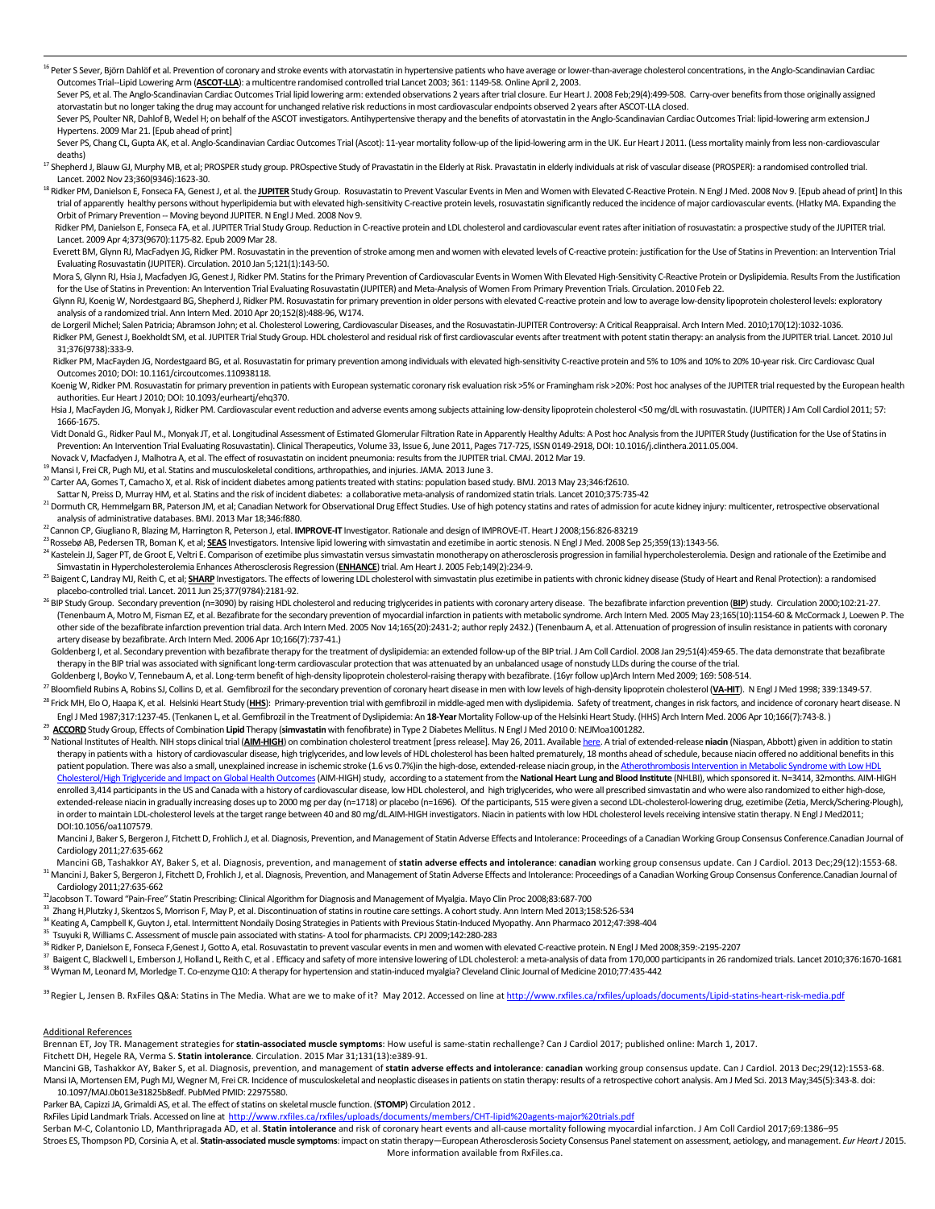[16] Peter S Sever, Björn Dahlöf et al. Prevention of coronary and stroke events with atorvastatin in hypertensive patients who have average or lower-than-average cholesterol concentrations, in the Anglo-Scandinavian Cardiac Outcomes Trial--Lipid Lowering Arm (**ASCOT-LLA**): a multicentre randomised controlled trial Lancet 2003; 361: 1149-58. Online April 2, 2003.

Sever PS, et al. The Anglo-Scandinavian Cardiac Outcomes Trial lipid lowering arm: extended observations 2 years after trial closure. Eur Heart J. 2008 Feb;29(4):499-508. Carry-over benefits from those originally assigned atorvastatin but no longer taking the drug may account for unchanged relative risk reductions in most cardiovascular endpoints observed 2 years after ASCOT-LLA closed.

Sever PS, Poulter NR, Dahlof B, Wedel H; on behalf of the ASCOT investigators. Antihypertensive therapy and the benefits of atorvastatin in the Anglo-Scandinavian Cardiac Outcomes Trial: lipid-lowering arm extension.J Hypertens. 2009 Mar 21. [Epub ahead of print]

Sever PS, Chang CL, Gupta AK, et al. Anglo-Scandinavian Cardiac Outcomes Trial (Ascot): 11-year mortality follow-up of the lipid-lowering arm in the UK. Eur Heart J 2011. (Less mortality mainly from less non-cardiovascular deaths)

[17] Shepherd J, Blauw GJ, Murphy MB, et al; PROSPER study group. PROspective Study of Pravastatin in the Elderly at Risk. Pravastatin in elderly individuals at risk of vascular disease (PROSPER): a randomised controlled trial. Lancet. 2002 Nov 23;360(9346):1623-30.

[18] Ridker PM, Danielson E, Fonseca FA, Genest J, et al. the **JUPITER** Study Group. Rosuvastatin to Prevent Vascular Events in Men and Women with Elevated C-Reactive Protein. N Engl J Med. 2008 Nov 9. [Epub ahead of print] In this trial of apparently healthy persons without hyperlipidemia but with elevated high-sensitivity C-reactive protein levels, rosuvastatin significantly reduced the incidence of major cardiovascular events. (Hlatky MA. Expanding the Orbit of Primary Prevention -- Moving beyond JUPITER. N Engl J Med. 2008 Nov 9.

Ridker PM, Danielson E, Fonseca FA, et al. JUPITER Trial Study Group. Reduction in C-reactive protein and LDL cholesterol and cardiovascular event rates after initiation of rosuvastatin: a prospective study of the JUPITER trial. Lancet. 2009 Apr 4;373(9670):1175-82. Epub 2009 Mar 28.

Everett BM, Glynn RJ, MacFadyen JG, Ridker PM. Rosuvastatin in the prevention of stroke among men and women with elevated levels of C-reactive protein: justification for the Use of Statins in Prevention: an Intervention Trial Evaluating Rosuvastatin (JUPITER). Circulation. 2010 Jan 5;121(1):143-50.

Mora S, Glynn RJ, Hsia J, Macfadyen JG, Genest J, Ridker PM. Statins for the Primary Prevention of Cardiovascular Events in Women With Elevated High-Sensitivity C-Reactive Protein or Dyslipidemia. Results From the Justification for the Use of Statins in Prevention: An Intervention Trial Evaluating Rosuvastatin (JUPITER) and Meta-Analysis of Women From Primary Prevention Trials. Circulation. 2010 Feb 22.

Glynn RJ, Koenig W, Nordestgaard BG, Shepherd J, Ridker PM. Rosuvastatin for primary prevention in older persons with elevated C-reactive protein and low to average low-density lipoprotein cholesterol levels: exploratory analysis of a randomized trial. Ann Intern Med. 2010 Apr 20;152(8):488-96, W174.

de Lorgeril Michel; Salen Patricia; Abramson John; et al. Cholesterol Lowering, Cardiovascular Diseases, and the Rosuvastatin-JUPITER Controversy: A Critical Reappraisal. Arch Intern Med. 2010;170(12):1032-1036.

Ridker PM, Genest J, Boekholdt SM, et al. JUPITER Trial Study Group. HDL cholesterol and residual risk of first cardiovascular events after treatment with potent statin therapy: an analysis from the JUPITER trial. Lancet. 2010 Jul 31;376(9738):333-9.

Ridker PM, MacFayden JG, Nordestgaard BG, et al. Rosuvastatin for primary prevention among individuals with elevated high-sensitivity C-reactive protein and 5% to 10% and 10% to 20% 10-year risk. Circ Cardiovasc Qual Outcomes 2010; DOI: 10.1161/circoutcomes.110938118.

Koenig W, Ridker PM. Rosuvastatin for primary prevention in patients with European systematic coronary risk evaluation risk >5% or Framingham risk >20%: Post hoc analyses of the JUPITER trial requested by the European health authorities. Eur Heart J 2010; DOI: 10.1093/eurheartj/ehq370.

Hsia J, MacFadyen JG, Monyak J, Ridker PM. Cardiovascular event reduction and adverse events among subjects attaining low-density lipoprotein cholesterol <50 mg/dL with rosuvastatin. (JUPITER) J Am Coll Cardiol 2011; 57: 1666-1675.

Vidt Donald G., Ridker Paul M., Monyak JT, et al. Longitudinal Assessment of Estimated Glomerular Filtration Rate in Apparently Healthy Adults: A Post hoc Analysis from the JUPITER Study (Justification for the Use of Statins in Prevention: An Intervention Trial Evaluating Rosuvastatin). Clinical Therapeutics, Volume 33, Issue 6, June 2011, Pages 717-725, ISSN 0149-2918, DOI: 10.1016/j.clinthera.2011.05.004.

Novack V, Macfadyen J, Malhotra A, et al. The effect of rosuvastatin on incident pneumonia: results from the JUPITER trial. CMAJ. 2012 Mar 19.

[19] Mansi I, Frei CR, Pugh MJ, et al. Statins and musculoskeletal conditions, arthropathies, and injuries. JAMA. 2013 June 3.

[20] Carter AA, Gomes T, Camacho X, et al. Risk of incident diabetes among patients treated with statins: population based study. BMJ. 2013 May 23;346:f2610.

Sattar N, Preiss D, Murray HM, et al. Statins and the risk of incident diabetes: a collaborative meta-analysis of randomized statin trials. Lancet 2010;375:735-42

[21] Dormuth CR, Hemmelgarn BR, Paterson JM, et al; Canadian Network for Observational Drug Effect Studies. Use of high potency statins and rates of admission for acute kidney injury: multicenter, retrospective observational analysis of administrative databases. BMJ. 2013 Mar 18;346:f880.

[22] Cannon CP, Giugliano R, Blazing M, Harrington R, Peterson J, etal. **IMPROVE-IT** Investigator. Rationale and design of IMPROVE-IT. Heart J 2008;156:826-83219

[23] Rossebø AB, Pedersen TR, Boman K, et al; **SEAS** Investigators. Intensive lipid lowering with simvastatin and ezetimibe in aortic stenosis. N Engl J Med. 2008 Sep 25;359(13):1343-56.

[24] Kastelein JJ, Sager PT, de Groot E, Veltri E. Comparison of ezetimibe plus simvastatin versus simvastatin monotherapy on atherosclerosis progression in familial hypercholesterolemia. Design and rationale of the Ezetimibe and Simvastatin in Hypercholesterolemia Enhances Atherosclerosis Regression (**ENHANCE**) trial. Am Heart J. 2005 Feb;149(2):234-9.

[25] Baigent C, Landray MJ, Reith C, et al; **SHARP** Investigators. The effects of lowering LDL cholesterol with simvastatin plus ezetimibe in patients with chronic kidney disease (Study of Heart and Renal Protection): a randomised placebo-controlled trial. Lancet. 2011 Jun 25;377(9784):2181-92.

[26] BIP Study Group. Secondary prevention (n=3090) by raising HDL cholesterol and reducing triglycerides in patients with coronary artery disease. The bezafibrate infarction prevention (**BIP**) study. Circulation 2000;102:21-27. (Tenenbaum A, Motro M, Fisman EZ, et al. Bezafibrate for the secondary prevention of myocardial infarction in patients with metabolic syndrome. Arch Intern Med. 2005 May 23;165(10):1154-60 & McCormack J, Loewen P. The other side of the bezafibrate infarction prevention trial data. Arch Intern Med. 2005 Nov 14;165(20):2431-2; author reply 2432.) (Tenenbaum A, et al. Attenuation of progression of insulin resistance in patients with coronary artery disease by bezafibrate. Arch Intern Med. 2006 Apr 10;166(7):737-41.)

Goldenberg I, et al. Secondary prevention with bezafibrate therapy for the treatment of dyslipidemia: an extended follow-up of the BIP trial. J Am Coll Cardiol. 2008 Jan 29;51(4):459-65. The data demonstrate that bezafibrate therapy in the BIP trial was associated with significant long-term cardiovascular protection that was attenuated by an unbalanced usage of nonstudy LLDs during the course of the trial.

Goldenberg I, Boyko V, Tennebaum A, et al. Long-term benefit of high-density lipoprotein cholesterol-raising therapy with bezafibrate. (16yr follow up)Arch Intern Med 2009; 169: 508-514.

[27] Bloomfield Rubins A, Robins SJ, Collins D, et al. Gemfibrozil for the secondary prevention of coronary heart disease in men with low levels of high-density lipoprotein cholesterol (**VA-HIT**). N Engl J Med 1998; 339:1349-57.

[28] Frick MH, Elo O, Haapa K, et al. Helsinki Heart Study (**HHS**): Primary-prevention trial with gemfibrozil in middle-aged men with dyslipidemia. Safety of treatment, changes in risk factors, and incidence of coronary heart disease. N Engl J Med 1987;317:1237-45. (Tenkanen L, et al. Gemfibrozil in the Treatment of Dyslipidemia: An **18-Year** Mortality Follow-up of the Helsinki Heart Study. (HHS) Arch Intern Med. 2006 Apr 10;166(7):743-8. )

[29] **ACCORD** Study Group, Effects of Combination **Lipid** Therapy (**simvastatin** with fenofibrate) in Type 2 Diabetes Mellitus. N Engl J Med 2010 0: NEJMoa1001282.

[30] National Institutes of Health. NIH stops clinical trial (**AIM-HIGH**) on combination cholesterol treatment [press release]. May 26, 2011. Available here. A trial of extended-release **niacin** (Niaspan, Abbott) given in addition to statin therapy in patients with a history of cardiovascular disease, high triglycerides, and low levels of HDL cholesterol has been halted prematurely, 18 months ahead of schedule, because niacin offered no additional benefits in this patient population. There was also a small, unexplained increase in ischemic stroke (1.6 vs 0.7%)in the high-dose, extended-release niacin group, in the Atherothrombosis Intervention in Metabolic Syndrome with Low HDL Cholesterol/High Triglyceride and Impact on Global Health Outcomes (AIM-HIGH) study, according to a statement from the **National Heart Lung and Blood Institute** (NHLBI), which sponsored it. N=3414, 32months. AIM-HIGH enrolled 3,414 participants in the US and Canada with a history of cardiovascular disease, low HDL cholesterol, and high triglycerides, who were all prescribed simvastatin and who were also randomized to either high-dose, extended-release niacin in gradually increasing doses up to 2000 mg per day (n=1718) or placebo (n=1696). Of the participants, 515 were given a second LDL-cholesterol-lowering drug, ezetimibe (Zetia, Merck/Schering-Plough), in order to maintain LDL-cholesterol levels at the target range between 40 and 80 mg/dL.AIM-HIGH investigators. Niacin in patients with low HDL cholesterol levels receiving intensive statin therapy. N Engl J Med2011; DOI:10.1056/oa1107579.

Mancini J, Baker S, Bergeron J, Fitchett D, Frohlich J, et al. Diagnosis, Prevention, and Management of Statin Adverse Effects and Intolerance: Proceedings of a Canadian Working Group Consensus Conference.Canadian Journal of Cardiology 2011;27:635-662

Mancini GB, Tashakkor AY, Baker S, et al. Diagnosis, prevention, and management of **statin adverse effects and intolerance**: **canadian** working group consensus update. Can J Cardiol. 2013 Dec;29(12):1553-68.

[31] Mancini J, Baker S, Bergeron J, Fitchett D, Frohlich J, et al. Diagnosis, Prevention, and Management of Statin Adverse Effects and Intolerance: Proceedings of a Canadian Working Group Consensus Conference.Canadian Journal of Cardiology 2011;27:635-662

[32] Jacobson T. Toward "Pain-Free" Statin Prescribing: Clinical Algorithm for Diagnosis and Management of Myalgia. Mayo Clin Proc 2008;83:687-700

[33] Zhang H,Plutzky J, Skentzos S, Morrison F, May P, et al. Discontinuation of statins in routine care settings. A cohort study. Ann Intern Med 2013;158:526-534

[34] Keating A, Campbell K, Guyton J, etal. Intermittent Nondaily Dosing Strategies in Patients with Previous Statin-Induced Myopathy. Ann Pharmaco 2012;47:398-404

[35] Tsuyuki R, Williams C. Assessment of muscle pain associated with statins- A tool for pharmacists. CPJ 2009;142:280-283

[36] Ridker P, Danielson E, Fonseca F,Genest J, Gotto A, etal. Rosuvastatin to prevent vascular events in men and women with elevated C-reactive protein. N Engl J Med 2008;359:-2195-2207

[37] Baigent C, Blackwell L, Emberson J, Holland L, Reith C, et al . Efficacy and safety of more intensive lowering of LDL cholesterol: a meta-analysis of data from 170,000 participants in 26 randomized trials. Lancet 2010;376:1670-1681

[38] Wyman M, Leonard M, Morledge T. Co-enzyme Q10: A therapy for hypertension and statin-induced myalgia? Cleveland Clinic Journal of Medicine 2010;77:435-442

[39] Regier L, Jensen B. RxFiles Q&A: Statins in The Media. What are we to make of it? May 2012. Accessed on line at http://www.rxfiles.ca/rxfiles/uploads/documents/Lipid-statins-heart-risk-media.pdf

## Additional References

Brennan ET, Joy TR. Management strategies for **statin-associated muscle symptoms**: How useful is same-statin rechallenge? Can J Cardiol 2017; published online: March 1, 2017.

Fitchett DH, Hegele RA, Verma S. **Statin intolerance**. Circulation. 2015 Mar 31;131(13):e389-91.

Mancini GB, Tashakkor AY, Baker S, et al. Diagnosis, prevention, and management of **statin adverse effects and intolerance**: **canadian** working group consensus update. Can J Cardiol. 2013 Dec;29(12):1553-68.

Mansi IA, Mortensen EM, Pugh MJ, Wegner M, Frei CR. Incidence of musculoskeletal and neoplastic diseases in patients on statin therapy: results of a retrospective cohort analysis. Am J Med Sci. 2013 May;345(5):343-8. doi: 10.1097/MAJ.0b013e31825b8edf. PubMed PMID: 22975580.

Parker BA, Capizzi JA, Grimaldi AS, et al. The effect of statins on skeletal muscle function. (**STOMP**) Circulation 2012 .

RxFiles Lipid Landmark Trials. Accessed on line at http://www.rxfiles.ca/rxfiles/uploads/documents/members/CHT-lipid%20agents-major%20trials.pdf

Serban M-C, Colantonio LD, Manthripragada AD, et al. **Statin intolerance** and risk of coronary heart events and all-cause mortality following myocardial infarction. J Am Coll Cardiol 2017;69:1386–95

Stroes ES, Thompson PD, Corsinia A, et al. **Statin-associated muscle symptoms**: impact on statin therapy—European Atherosclerosis Society Consensus Panel statement on assessment, aetiology, and management. *Eur Heart J* 2015.

More information available from RxFiles.ca.